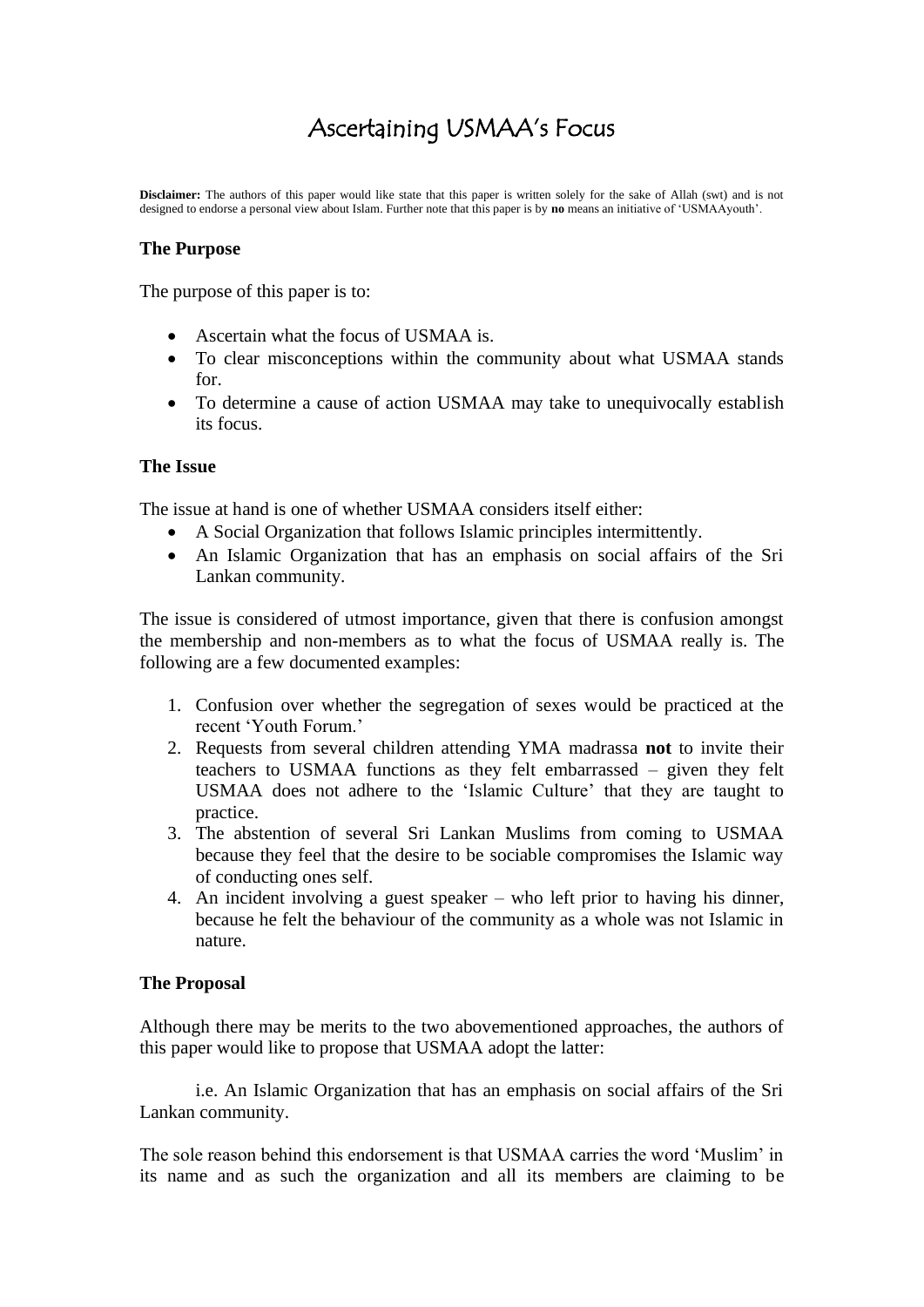# Ascertaining USMAA's Focus

**Disclaimer:** The authors of this paper would like state that this paper is written solely for the sake of Allah (swt) and is not designed to endorse a personal view about Islam. Further note that this paper is by **no** means an initiative of 'USMAAyouth'.

### The Purpose

The purpose of this paper is to:

- Ascertain what the focus of USMAA is.
- To clear misconceptions within the community about what USMAA stands for.
- To determine a cause of action USMAA may take to unequivocally establish its focus.

### The Issue

The issue at hand is one of whether USMAA considers itself either:

- A Social Organization that follows Islamic principles intermittently.
- An Islamic Organization that has an emphasis on social affairs of the Sri Lankan community.

The issue is considered of utmost importance, given that there is confusion amongst the membership and non-members as to what the focus of USMAA really is. The following are a few documented examples:

1. Confusion over whether the segregation of sexes would be practiced at the recent 'Youth Forum.'
2. Requests from several children attending YMA madrassa **not** to invite their teachers to USMAA functions as they felt embarrassed – given they felt USMAA does not adhere to the 'Islamic Culture' that they are taught to practice.
3. The abstention of several Sri Lankan Muslims from coming to USMAA because they feel that the desire to be sociable compromises the Islamic way of conducting ones self.
4. An incident involving a guest speaker – who left prior to having his dinner, because he felt the behaviour of the community as a whole was not Islamic in nature.

### The Proposal

Although there may be merits to the two abovementioned approaches, the authors of this paper would like to propose that USMAA adopt the latter:

i.e. An Islamic Organization that has an emphasis on social affairs of the Sri Lankan community.

The sole reason behind this endorsement is that USMAA carries the word 'Muslim' in its name and as such the organization and all its members are claiming to be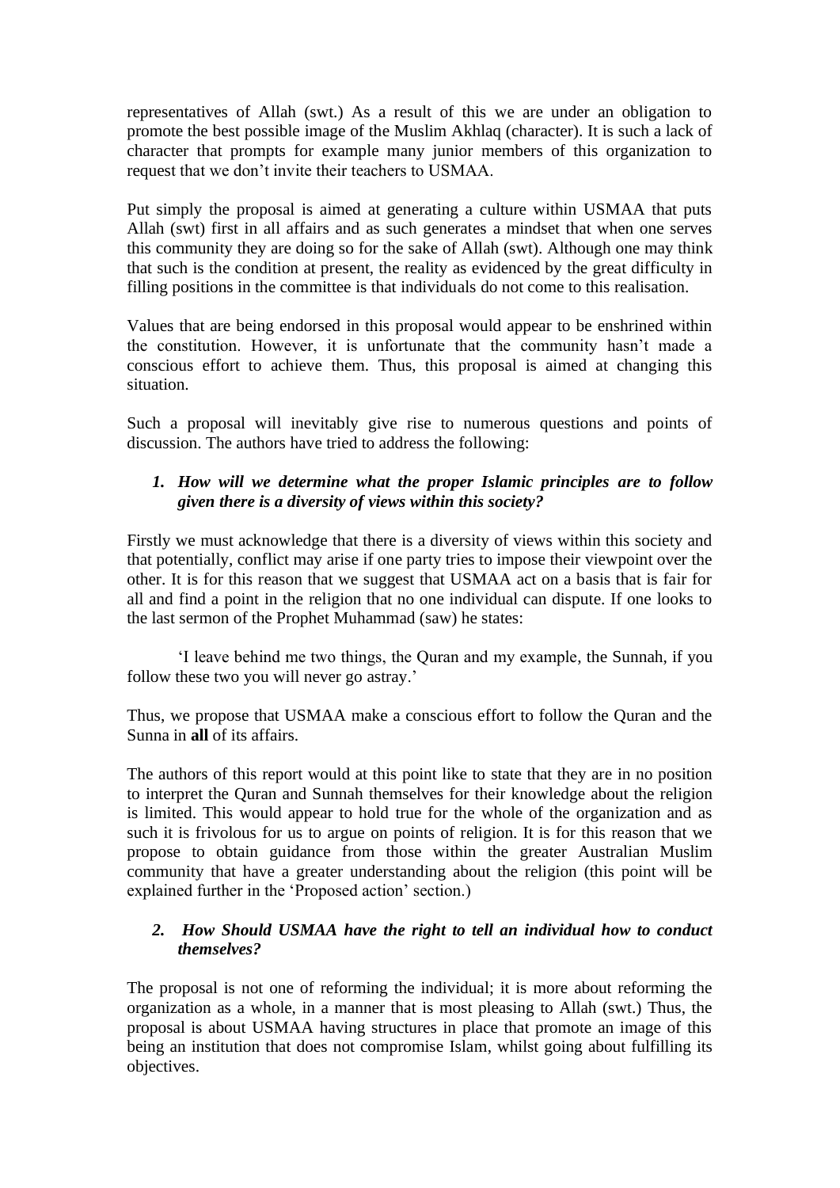representatives of Allah (swt.) As a result of this we are under an obligation to promote the best possible image of the Muslim Akhlaq (character). It is such a lack of character that prompts for example many junior members of this organization to request that we don't invite their teachers to USMAA.

Put simply the proposal is aimed at generating a culture within USMAA that puts Allah (swt) first in all affairs and as such generates a mindset that when one serves this community they are doing so for the sake of Allah (swt). Although one may think that such is the condition at present, the reality as evidenced by the great difficulty in filling positions in the committee is that individuals do not come to this realisation.

Values that are being endorsed in this proposal would appear to be enshrined within the constitution. However, it is unfortunate that the community hasn't made a conscious effort to achieve them. Thus, this proposal is aimed at changing this situation.

Such a proposal will inevitably give rise to numerous questions and points of discussion. The authors have tried to address the following:

1. ***How will we determine what the proper Islamic principles are to follow given there is a diversity of views within this society?***

Firstly we must acknowledge that there is a diversity of views within this society and that potentially, conflict may arise if one party tries to impose their viewpoint over the other. It is for this reason that we suggest that USMAA act on a basis that is fair for all and find a point in the religion that no one individual can dispute. If one looks to the last sermon of the Prophet Muhammad (saw) he states:

'I leave behind me two things, the Quran and my example, the Sunnah, if you follow these two you will never go astray.'

Thus, we propose that USMAA make a conscious effort to follow the Quran and the Sunna in **all** of its affairs.

The authors of this report would at this point like to state that they are in no position to interpret the Quran and Sunnah themselves for their knowledge about the religion is limited. This would appear to hold true for the whole of the organization and as such it is frivolous for us to argue on points of religion. It is for this reason that we propose to obtain guidance from those within the greater Australian Muslim community that have a greater understanding about the religion (this point will be explained further in the 'Proposed action' section.)

2. ***How Should USMAA have the right to tell an individual how to conduct themselves?***

The proposal is not one of reforming the individual; it is more about reforming the organization as a whole, in a manner that is most pleasing to Allah (swt.) Thus, the proposal is about USMAA having structures in place that promote an image of this being an institution that does not compromise Islam, whilst going about fulfilling its objectives.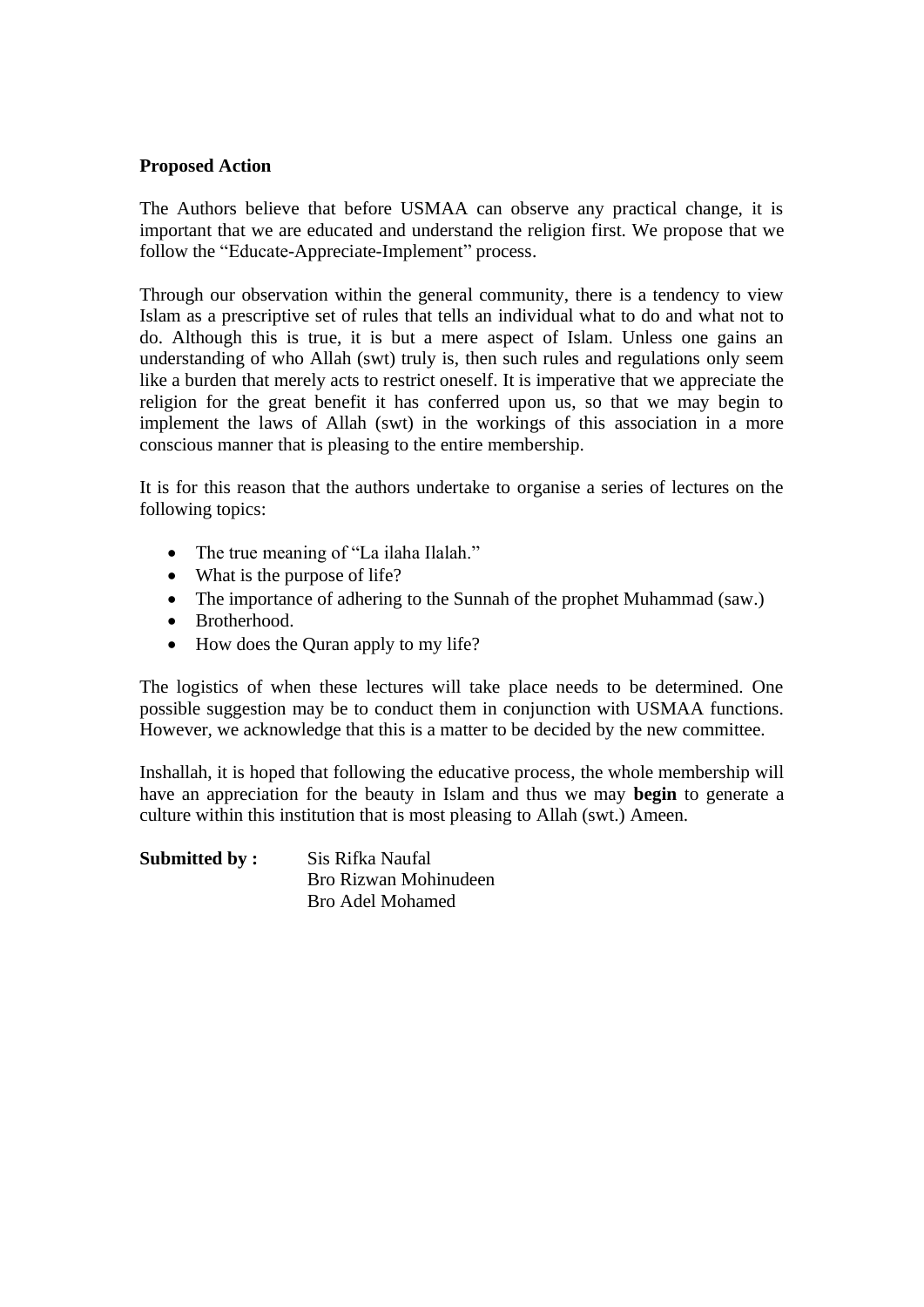**Proposed Action**

The Authors believe that before USMAA can observe any practical change, it is important that we are educated and understand the religion first. We propose that we follow the "Educate-Appreciate-Implement" process.

Through our observation within the general community, there is a tendency to view Islam as a prescriptive set of rules that tells an individual what to do and what not to do. Although this is true, it is but a mere aspect of Islam. Unless one gains an understanding of who Allah (swt) truly is, then such rules and regulations only seem like a burden that merely acts to restrict oneself. It is imperative that we appreciate the religion for the great benefit it has conferred upon us, so that we may begin to implement the laws of Allah (swt) in the workings of this association in a more conscious manner that is pleasing to the entire membership.

It is for this reason that the authors undertake to organise a series of lectures on the following topics:

- The true meaning of "La ilaha Ilalah."
- What is the purpose of life?
- The importance of adhering to the Sunnah of the prophet Muhammad (saw.)
- Brotherhood.
- How does the Quran apply to my life?

The logistics of when these lectures will take place needs to be determined. One possible suggestion may be to conduct them in conjunction with USMAA functions. However, we acknowledge that this is a matter to be decided by the new committee.

Inshallah, it is hoped that following the educative process, the whole membership will have an appreciation for the beauty in Islam and thus we may **begin** to generate a culture within this institution that is most pleasing to Allah (swt.) Ameen.

**Submitted by :** Sis Rifka Naufal
Bro Rizwan Mohinudeen
Bro Adel Mohamed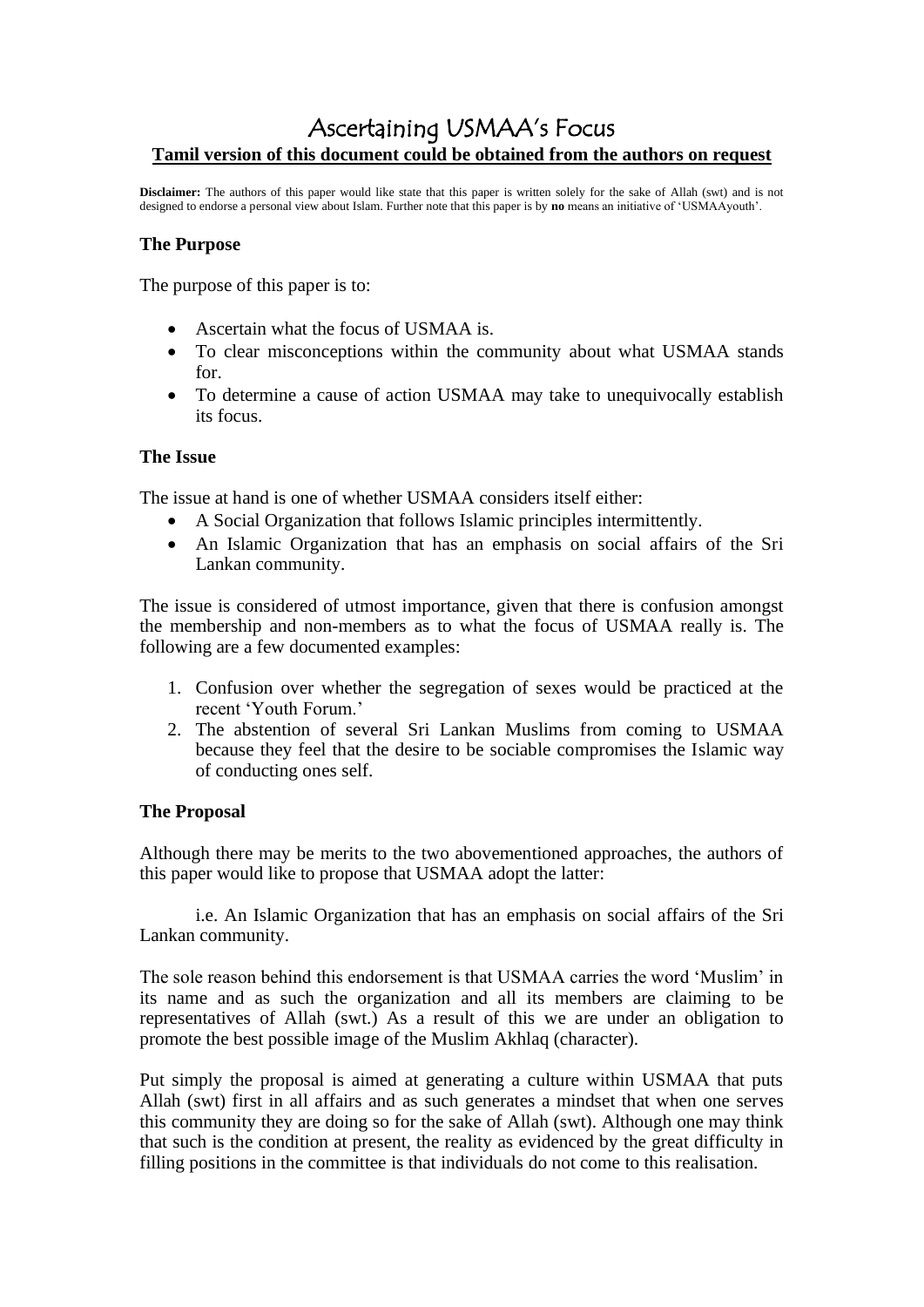# Ascertaining USMAA's Focus

**Tamil version of this document could be obtained from the authors on request**

**Disclaimer:** The authors of this paper would like state that this paper is written solely for the sake of Allah (swt) and is not designed to endorse a personal view about Islam. Further note that this paper is by **no** means an initiative of 'USMAAyouth'.

### The Purpose

The purpose of this paper is to:

- Ascertain what the focus of USMAA is.
- To clear misconceptions within the community about what USMAA stands for.
- To determine a cause of action USMAA may take to unequivocally establish its focus.

### The Issue

The issue at hand is one of whether USMAA considers itself either:

- A Social Organization that follows Islamic principles intermittently.
- An Islamic Organization that has an emphasis on social affairs of the Sri Lankan community.

The issue is considered of utmost importance, given that there is confusion amongst the membership and non-members as to what the focus of USMAA really is. The following are a few documented examples:

1. Confusion over whether the segregation of sexes would be practiced at the recent 'Youth Forum.'
2. The abstention of several Sri Lankan Muslims from coming to USMAA because they feel that the desire to be sociable compromises the Islamic way of conducting ones self.

### The Proposal

Although there may be merits to the two abovementioned approaches, the authors of this paper would like to propose that USMAA adopt the latter:

i.e. An Islamic Organization that has an emphasis on social affairs of the Sri Lankan community.

The sole reason behind this endorsement is that USMAA carries the word 'Muslim' in its name and as such the organization and all its members are claiming to be representatives of Allah (swt.) As a result of this we are under an obligation to promote the best possible image of the Muslim Akhlaq (character).

Put simply the proposal is aimed at generating a culture within USMAA that puts Allah (swt) first in all affairs and as such generates a mindset that when one serves this community they are doing so for the sake of Allah (swt). Although one may think that such is the condition at present, the reality as evidenced by the great difficulty in filling positions in the committee is that individuals do not come to this realisation.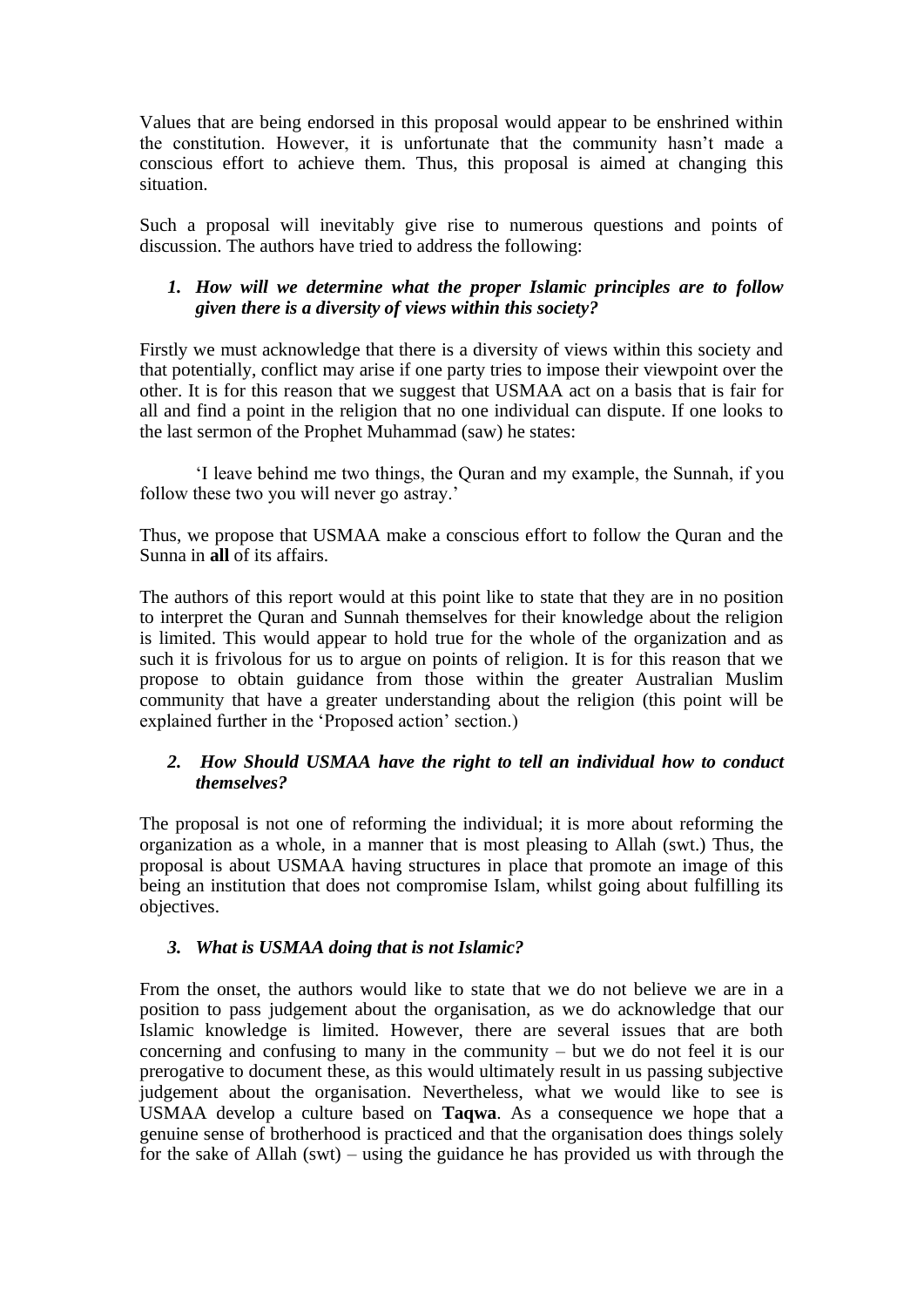Values that are being endorsed in this proposal would appear to be enshrined within the constitution. However, it is unfortunate that the community hasn't made a conscious effort to achieve them. Thus, this proposal is aimed at changing this situation.

Such a proposal will inevitably give rise to numerous questions and points of discussion. The authors have tried to address the following:

1. ***How will we determine what the proper Islamic principles are to follow given there is a diversity of views within this society?***

Firstly we must acknowledge that there is a diversity of views within this society and that potentially, conflict may arise if one party tries to impose their viewpoint over the other. It is for this reason that we suggest that USMAA act on a basis that is fair for all and find a point in the religion that no one individual can dispute. If one looks to the last sermon of the Prophet Muhammad (saw) he states:

'I leave behind me two things, the Quran and my example, the Sunnah, if you follow these two you will never go astray.'

Thus, we propose that USMAA make a conscious effort to follow the Quran and the Sunna in **all** of its affairs.

The authors of this report would at this point like to state that they are in no position to interpret the Quran and Sunnah themselves for their knowledge about the religion is limited. This would appear to hold true for the whole of the organization and as such it is frivolous for us to argue on points of religion. It is for this reason that we propose to obtain guidance from those within the greater Australian Muslim community that have a greater understanding about the religion (this point will be explained further in the 'Proposed action' section.)

2. ***How Should USMAA have the right to tell an individual how to conduct themselves?***

The proposal is not one of reforming the individual; it is more about reforming the organization as a whole, in a manner that is most pleasing to Allah (swt.) Thus, the proposal is about USMAA having structures in place that promote an image of this being an institution that does not compromise Islam, whilst going about fulfilling its objectives.

3. ***What is USMAA doing that is not Islamic?***

From the onset, the authors would like to state that we do not believe we are in a position to pass judgement about the organisation, as we do acknowledge that our Islamic knowledge is limited. However, there are several issues that are both concerning and confusing to many in the community – but we do not feel it is our prerogative to document these, as this would ultimately result in us passing subjective judgement about the organisation. Nevertheless, what we would like to see is USMAA develop a culture based on **Taqwa**. As a consequence we hope that a genuine sense of brotherhood is practiced and that the organisation does things solely for the sake of Allah (swt) – using the guidance he has provided us with through the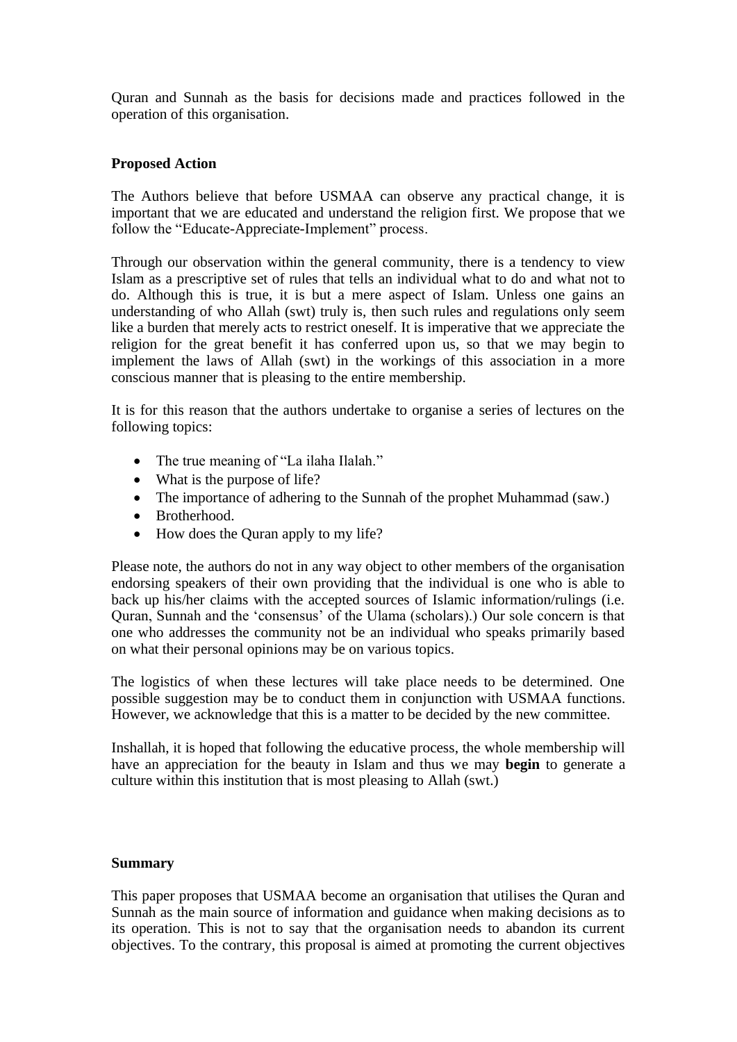Quran and Sunnah as the basis for decisions made and practices followed in the operation of this organisation.

### Proposed Action

The Authors believe that before USMAA can observe any practical change, it is important that we are educated and understand the religion first. We propose that we follow the "Educate-Appreciate-Implement" process.

Through our observation within the general community, there is a tendency to view Islam as a prescriptive set of rules that tells an individual what to do and what not to do. Although this is true, it is but a mere aspect of Islam. Unless one gains an understanding of who Allah (swt) truly is, then such rules and regulations only seem like a burden that merely acts to restrict oneself. It is imperative that we appreciate the religion for the great benefit it has conferred upon us, so that we may begin to implement the laws of Allah (swt) in the workings of this association in a more conscious manner that is pleasing to the entire membership.

It is for this reason that the authors undertake to organise a series of lectures on the following topics:

- The true meaning of "La ilaha Ilalah."
- What is the purpose of life?
- The importance of adhering to the Sunnah of the prophet Muhammad (saw.)
- Brotherhood.
- How does the Quran apply to my life?

Please note, the authors do not in any way object to other members of the organisation endorsing speakers of their own providing that the individual is one who is able to back up his/her claims with the accepted sources of Islamic information/rulings (i.e. Quran, Sunnah and the 'consensus' of the Ulama (scholars).) Our sole concern is that one who addresses the community not be an individual who speaks primarily based on what their personal opinions may be on various topics.

The logistics of when these lectures will take place needs to be determined. One possible suggestion may be to conduct them in conjunction with USMAA functions. However, we acknowledge that this is a matter to be decided by the new committee.

Inshallah, it is hoped that following the educative process, the whole membership will have an appreciation for the beauty in Islam and thus we may **begin** to generate a culture within this institution that is most pleasing to Allah (swt.)

### Summary

This paper proposes that USMAA become an organisation that utilises the Quran and Sunnah as the main source of information and guidance when making decisions as to its operation. This is not to say that the organisation needs to abandon its current objectives. To the contrary, this proposal is aimed at promoting the current objectives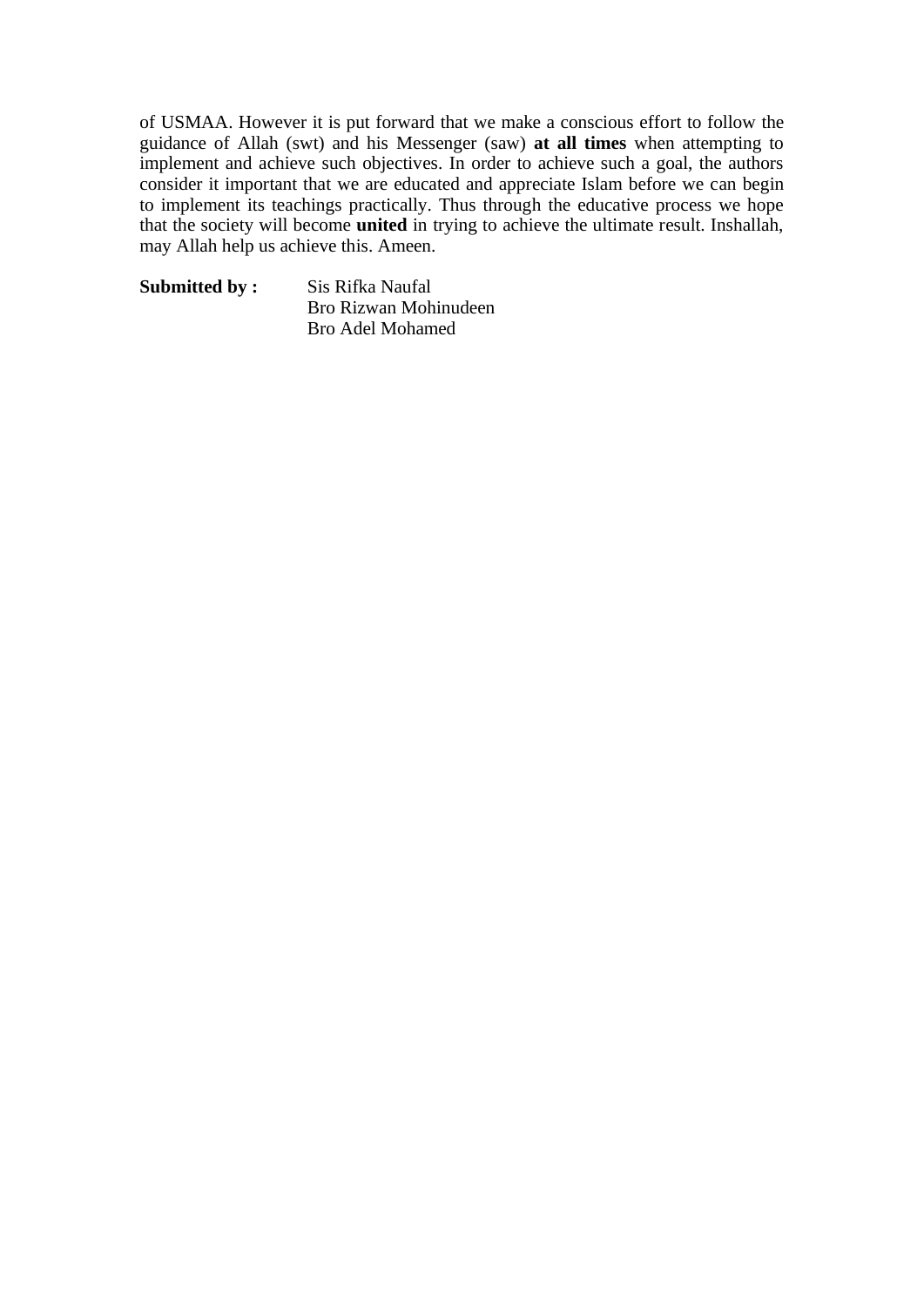of USMAA. However it is put forward that we make a conscious effort to follow the guidance of Allah (swt) and his Messenger (saw) **at all times** when attempting to implement and achieve such objectives. In order to achieve such a goal, the authors consider it important that we are educated and appreciate Islam before we can begin to implement its teachings practically. Thus through the educative process we hope that the society will become **united** in trying to achieve the ultimate result. Inshallah, may Allah help us achieve this. Ameen.

**Submitted by :** Sis Rifka Naufal
Bro Rizwan Mohinudeen
Bro Adel Mohamed